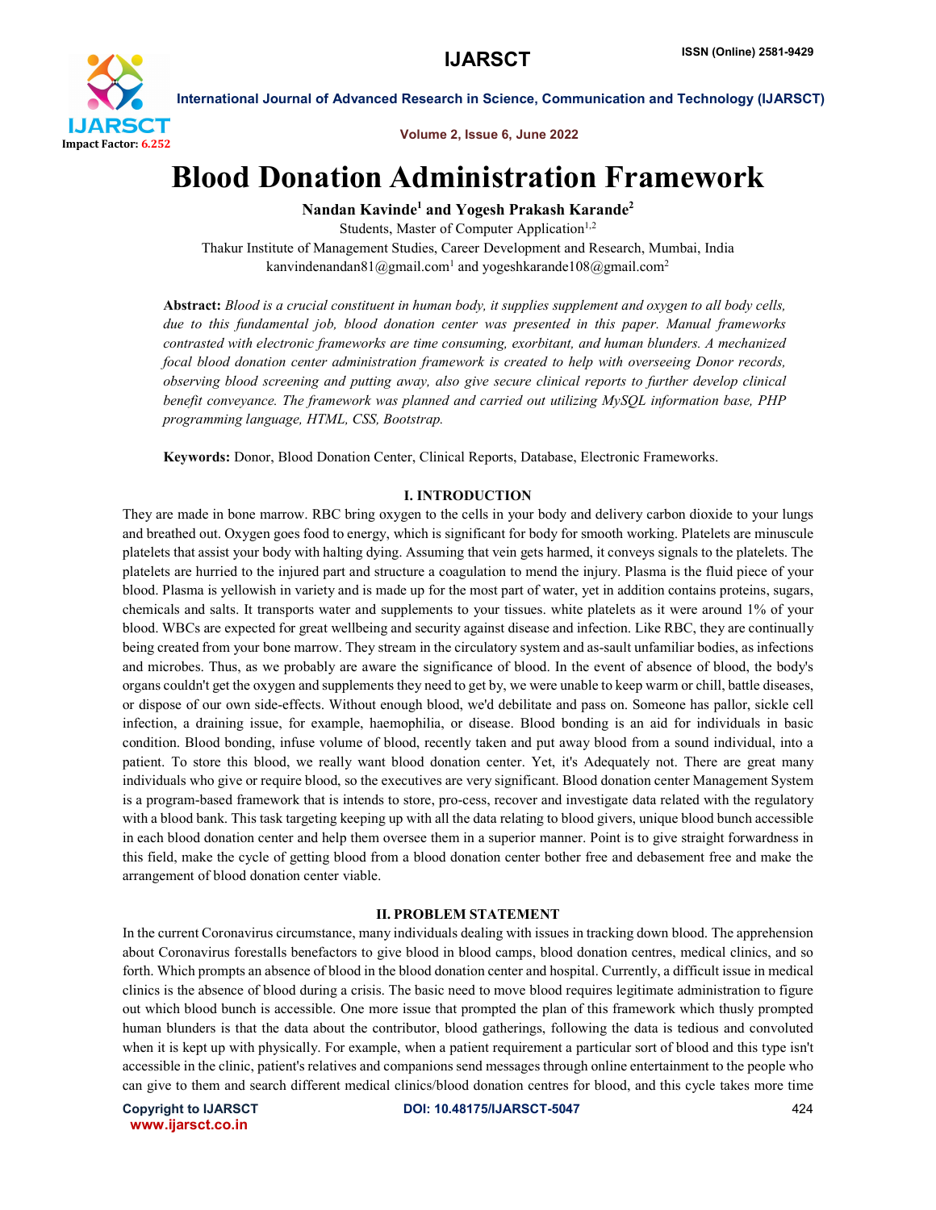# Blood Donation Administration Framework

**Nandan Kavinde[1] and Yogesh Prakash Karande[2]**

Students, Master of Computer Application[1,2]

Thakur Institute of Management Studies, Career Development and Research, Mumbai, India

kanvindenandan81@gmail.com[1] and yogeshkarande108@gmail.com[2]

**Abstract:** *Blood is a crucial constituent in human body, it supplies supplement and oxygen to all body cells, due to this fundamental job, blood donation center was presented in this paper. Manual frameworks contrasted with electronic frameworks are time consuming, exorbitant, and human blunders. A mechanized focal blood donation center administration framework is created to help with overseeing Donor records, observing blood screening and putting away, also give secure clinical reports to further develop clinical benefit conveyance. The framework was planned and carried out utilizing MySQL information base, PHP programming language, HTML, CSS, Bootstrap.*

**Keywords:** Donor, Blood Donation Center, Clinical Reports, Database, Electronic Frameworks.

## I. INTRODUCTION

They are made in bone marrow. RBC bring oxygen to the cells in your body and delivery carbon dioxide to your lungs and breathed out. Oxygen goes food to energy, which is significant for body for smooth working. Platelets are minuscule platelets that assist your body with halting dying. Assuming that vein gets harmed, it conveys signals to the platelets. The platelets are hurried to the injured part and structure a coagulation to mend the injury. Plasma is the fluid piece of your blood. Plasma is yellowish in variety and is made up for the most part of water, yet in addition contains proteins, sugars, chemicals and salts. It transports water and supplements to your tissues. white platelets as it were around 1% of your blood. WBCs are expected for great wellbeing and security against disease and infection. Like RBC, they are continually being created from your bone marrow. They stream in the circulatory system and as-sault unfamiliar bodies, as infections and microbes. Thus, as we probably are aware the significance of blood. In the event of absence of blood, the body's organs couldn't get the oxygen and supplements they need to get by, we were unable to keep warm or chill, battle diseases, or dispose of our own side-effects. Without enough blood, we'd debilitate and pass on. Someone has pallor, sickle cell infection, a draining issue, for example, haemophilia, or disease. Blood bonding is an aid for individuals in basic condition. Blood bonding, infuse volume of blood, recently taken and put away blood from a sound individual, into a patient. To store this blood, we really want blood donation center. Yet, it's Adequately not. There are great many individuals who give or require blood, so the executives are very significant. Blood donation center Management System is a program-based framework that is intends to store, pro-cess, recover and investigate data related with the regulatory with a blood bank. This task targeting keeping up with all the data relating to blood givers, unique blood bunch accessible in each blood donation center and help them oversee them in a superior manner. Point is to give straight forwardness in this field, make the cycle of getting blood from a blood donation center bother free and debasement free and make the arrangement of blood donation center viable.

## II. PROBLEM STATEMENT

In the current Coronavirus circumstance, many individuals dealing with issues in tracking down blood. The apprehension about Coronavirus forestalls benefactors to give blood in blood camps, blood donation centres, medical clinics, and so forth. Which prompts an absence of blood in the blood donation center and hospital. Currently, a difficult issue in medical clinics is the absence of blood during a crisis. The basic need to move blood requires legitimate administration to figure out which blood bunch is accessible. One more issue that prompted the plan of this framework which thusly prompted human blunders is that the data about the contributor, blood gatherings, following the data is tedious and convoluted when it is kept up with physically. For example, when a patient requirement a particular sort of blood and this type isn't accessible in the clinic, patient's relatives and companions send messages through online entertainment to the people who can give to them and search different medical clinics/blood donation centres for blood, and this cycle takes more time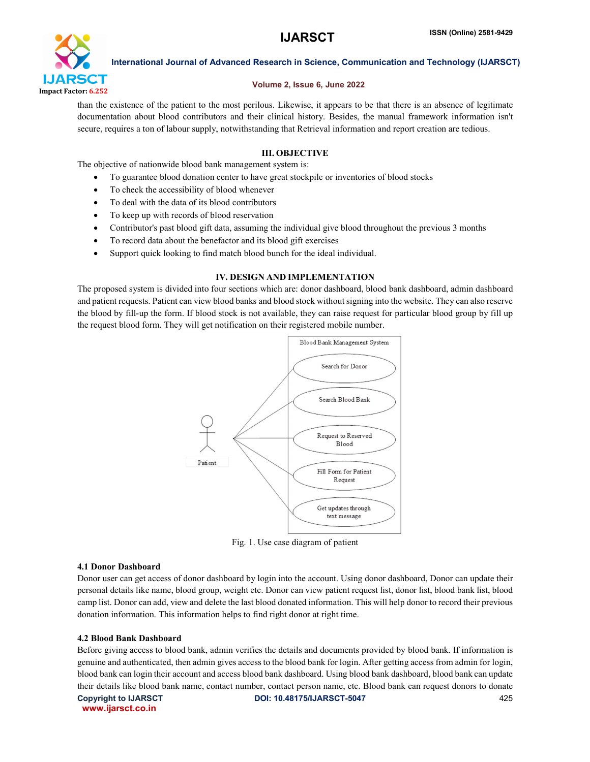than the existence of the patient to the most perilous. Likewise, it appears to be that there is an absence of legitimate documentation about blood contributors and their clinical history. Besides, the manual framework information isn't secure, requires a ton of labour supply, notwithstanding that Retrieval information and report creation are tedious.

## III. OBJECTIVE

The objective of nationwide blood bank management system is:

- To guarantee blood donation center to have great stockpile or inventories of blood stocks
- To check the accessibility of blood whenever
- To deal with the data of its blood contributors
- To keep up with records of blood reservation
- Contributor's past blood gift data, assuming the individual give blood throughout the previous 3 months
- To record data about the benefactor and its blood gift exercises
- Support quick looking to find match blood bunch for the ideal individual.

## IV. DESIGN AND IMPLEMENTATION

The proposed system is divided into four sections which are: donor dashboard, blood bank dashboard, admin dashboard and patient requests. Patient can view blood banks and blood stock without signing into the website. They can also reserve the blood by fill-up the form. If blood stock is not available, they can raise request for particular blood group by fill up the request blood form. They will get notification on their registered mobile number.

Fig. 1. Use case diagram of patient

### 4.1 Donor Dashboard

Donor user can get access of donor dashboard by login into the account. Using donor dashboard, Donor can update their personal details like name, blood group, weight etc. Donor can view patient request list, donor list, blood bank list, blood camp list. Donor can add, view and delete the last blood donated information. This will help donor to record their previous donation information. This information helps to find right donor at right time.

### 4.2 Blood Bank Dashboard

Before giving access to blood bank, admin verifies the details and documents provided by blood bank. If information is genuine and authenticated, then admin gives access to the blood bank for login. After getting access from admin for login, blood bank can login their account and access blood bank dashboard. Using blood bank dashboard, blood bank can update their details like blood bank name, contact number, contact person name, etc. Blood bank can request donors to donate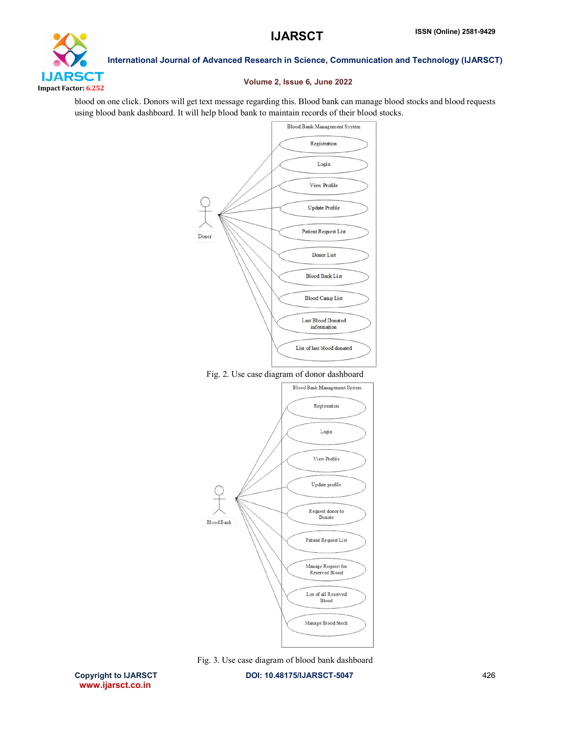blood on one click. Donors will get text message regarding this. Blood bank can manage blood stocks and blood requests using blood bank dashboard. It will help blood bank to maintain records of their blood stocks.

Fig. 2. Use case diagram of donor dashboard

Fig. 3. Use case diagram of blood bank dashboard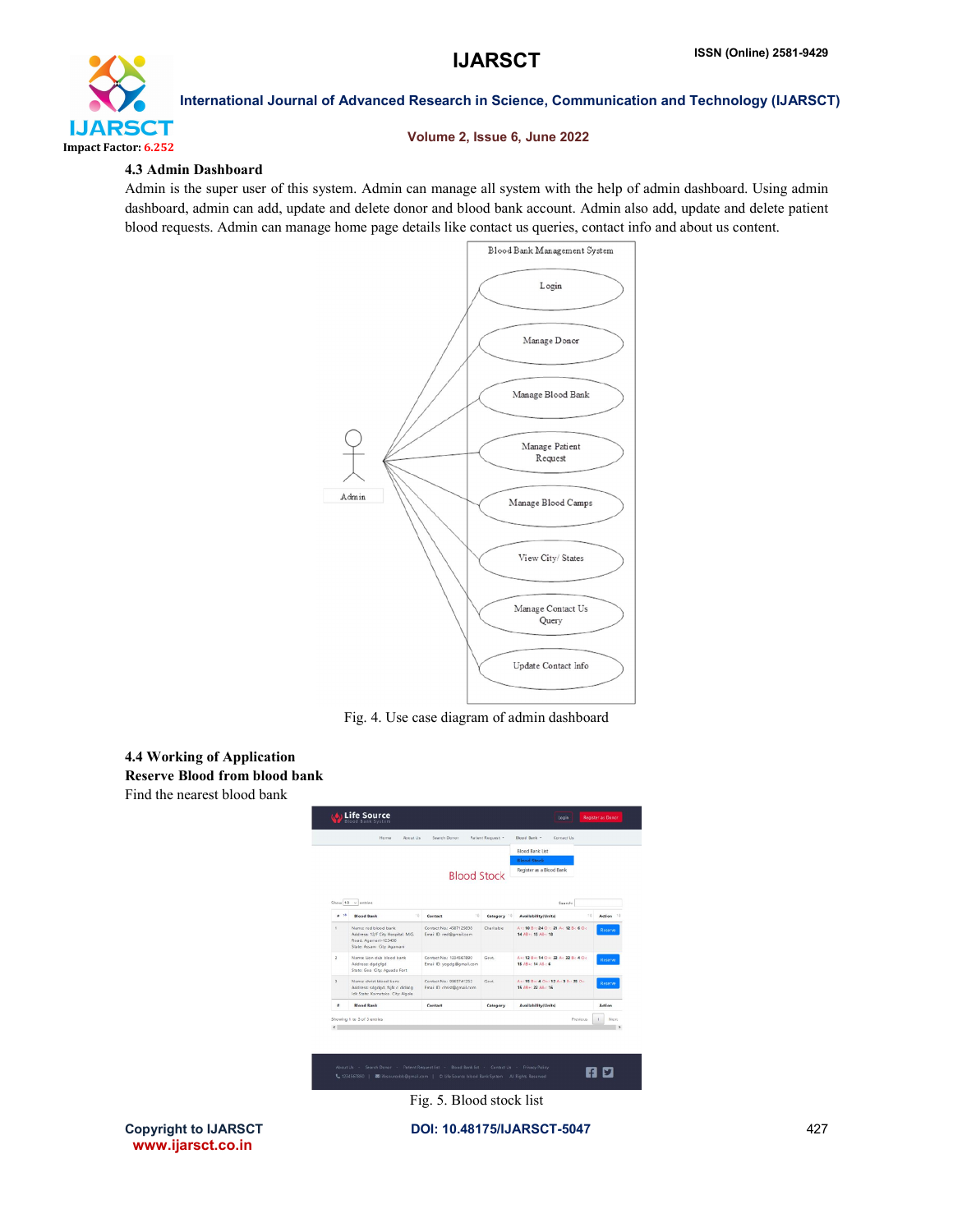### 4.3 Admin Dashboard

Admin is the super user of this system. Admin can manage all system with the help of admin dashboard. Using admin dashboard, admin can add, update and delete donor and blood bank account. Admin also add, update and delete patient blood requests. Admin can manage home page details like contact us queries, contact info and about us content.

Fig. 4. Use case diagram of admin dashboard

### 4.4 Working of Application

**Reserve Blood from blood bank**

Find the nearest blood bank

Fig. 5. Blood stock list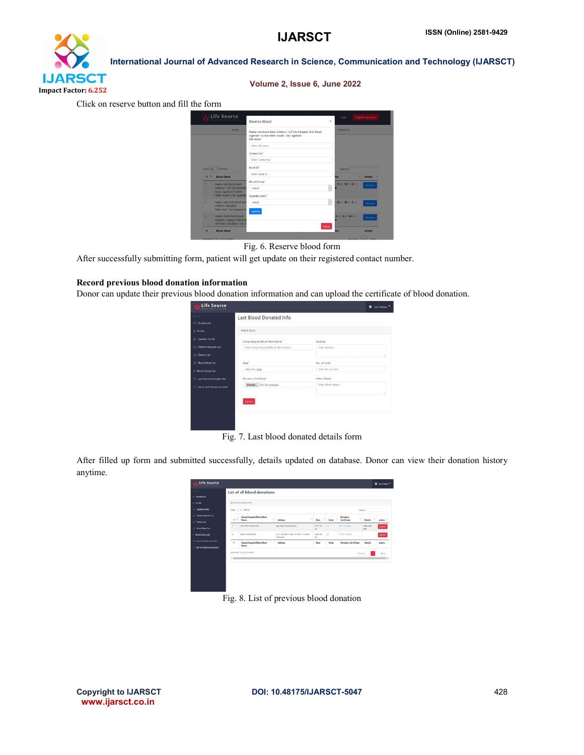Click on reserve button and fill the form

Fig. 6. Reserve blood form

After successfully submitting form, patient will get update on their registered contact number.

**Record previous blood donation information**

Donor can update their previous blood donation information and can upload the certificate of blood donation.

Fig. 7. Last blood donated details form

After filled up form and submitted successfully, details updated on database. Donor can view their donation history anytime.

Fig. 8. List of previous blood donation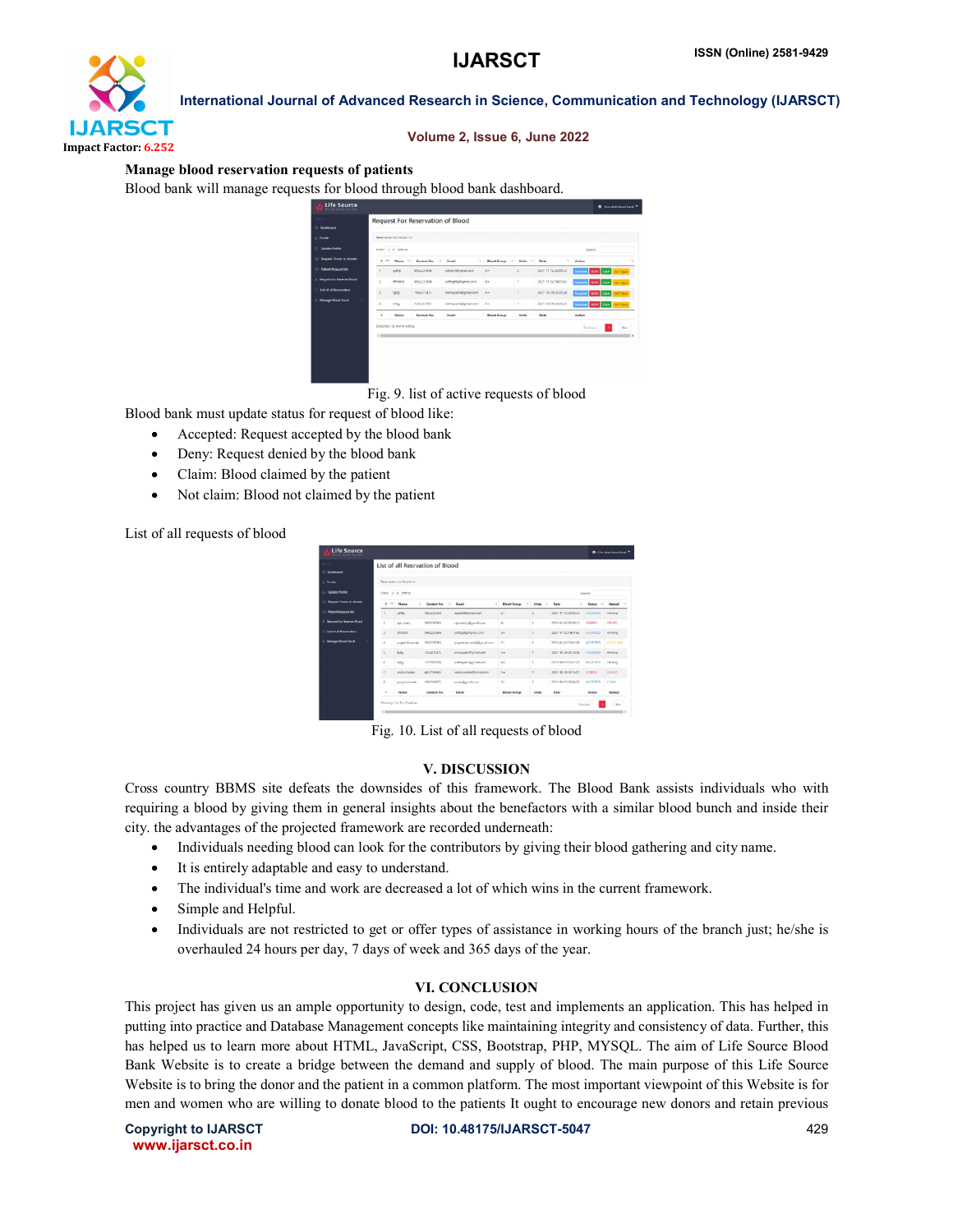**Manage blood reservation requests of patients**

Blood bank will manage requests for blood through blood bank dashboard.

Fig. 9. list of active requests of blood

Blood bank must update status for request of blood like:

- Accepted: Request accepted by the blood bank
- Deny: Request denied by the blood bank
- Claim: Blood claimed by the patient
- Not claim: Blood not claimed by the patient

List of all requests of blood

Fig. 10. List of all requests of blood

## V. DISCUSSION

Cross country BBMS site defeats the downsides of this framework. The Blood Bank assists individuals who with requiring a blood by giving them in general insights about the benefactors with a similar blood bunch and inside their city. the advantages of the projected framework are recorded underneath:

- Individuals needing blood can look for the contributors by giving their blood gathering and city name.
- It is entirely adaptable and easy to understand.
- The individual's time and work are decreased a lot of which wins in the current framework.
- Simple and Helpful.
- Individuals are not restricted to get or offer types of assistance in working hours of the branch just; he/she is overhauled 24 hours per day, 7 days of week and 365 days of the year.

## VI. CONCLUSION

This project has given us an ample opportunity to design, code, test and implements an application. This has helped in putting into practice and Database Management concepts like maintaining integrity and consistency of data. Further, this has helped us to learn more about HTML, JavaScript, CSS, Bootstrap, PHP, MYSQL. The aim of Life Source Blood Bank Website is to create a bridge between the demand and supply of blood. The main purpose of Life Source Website is to bring the donor and the patient in a common platform. The most important viewpoint of this Website is for men and women who are willing to donate blood to the patients It ought to encourage new donors and retain previous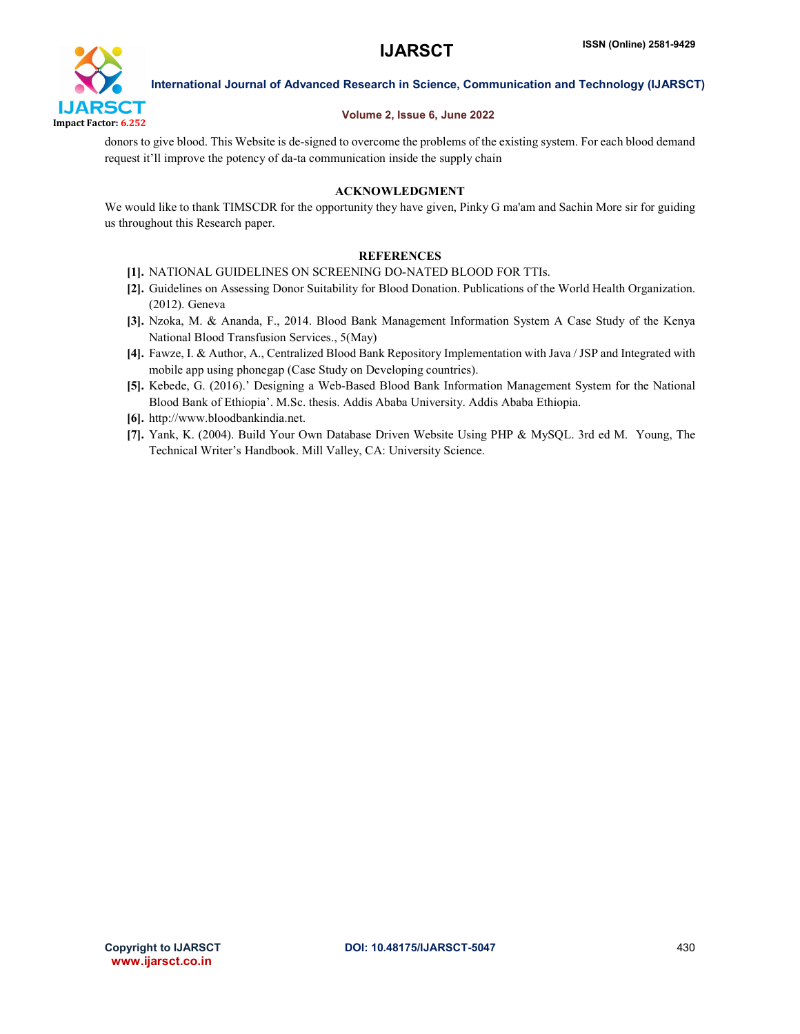donors to give blood. This Website is de-signed to overcome the problems of the existing system. For each blood demand request it'll improve the potency of da-ta communication inside the supply chain

## ACKNOWLEDGMENT

We would like to thank TIMSCDR for the opportunity they have given, Pinky G ma'am and Sachin More sir for guiding us throughout this Research paper.

## REFERENCES

**[1].** NATIONAL GUIDELINES ON SCREENING DO-NATED BLOOD FOR TTIs.

**[2].** Guidelines on Assessing Donor Suitability for Blood Donation. Publications of the World Health Organization. (2012). Geneva

**[3].** Nzoka, M. & Ananda, F., 2014. Blood Bank Management Information System A Case Study of the Kenya National Blood Transfusion Services., 5(May)

**[4].** Fawze, I. & Author, A., Centralized Blood Bank Repository Implementation with Java / JSP and Integrated with mobile app using phonegap (Case Study on Developing countries).

**[5].** Kebede, G. (2016).' Designing a Web-Based Blood Bank Information Management System for the National Blood Bank of Ethiopia'. M.Sc. thesis. Addis Ababa University. Addis Ababa Ethiopia.

**[6].** http://www.bloodbankindia.net.

**[7].** Yank, K. (2004). Build Your Own Database Driven Website Using PHP & MySQL. 3rd ed M. Young, The Technical Writer's Handbook. Mill Valley, CA: University Science.